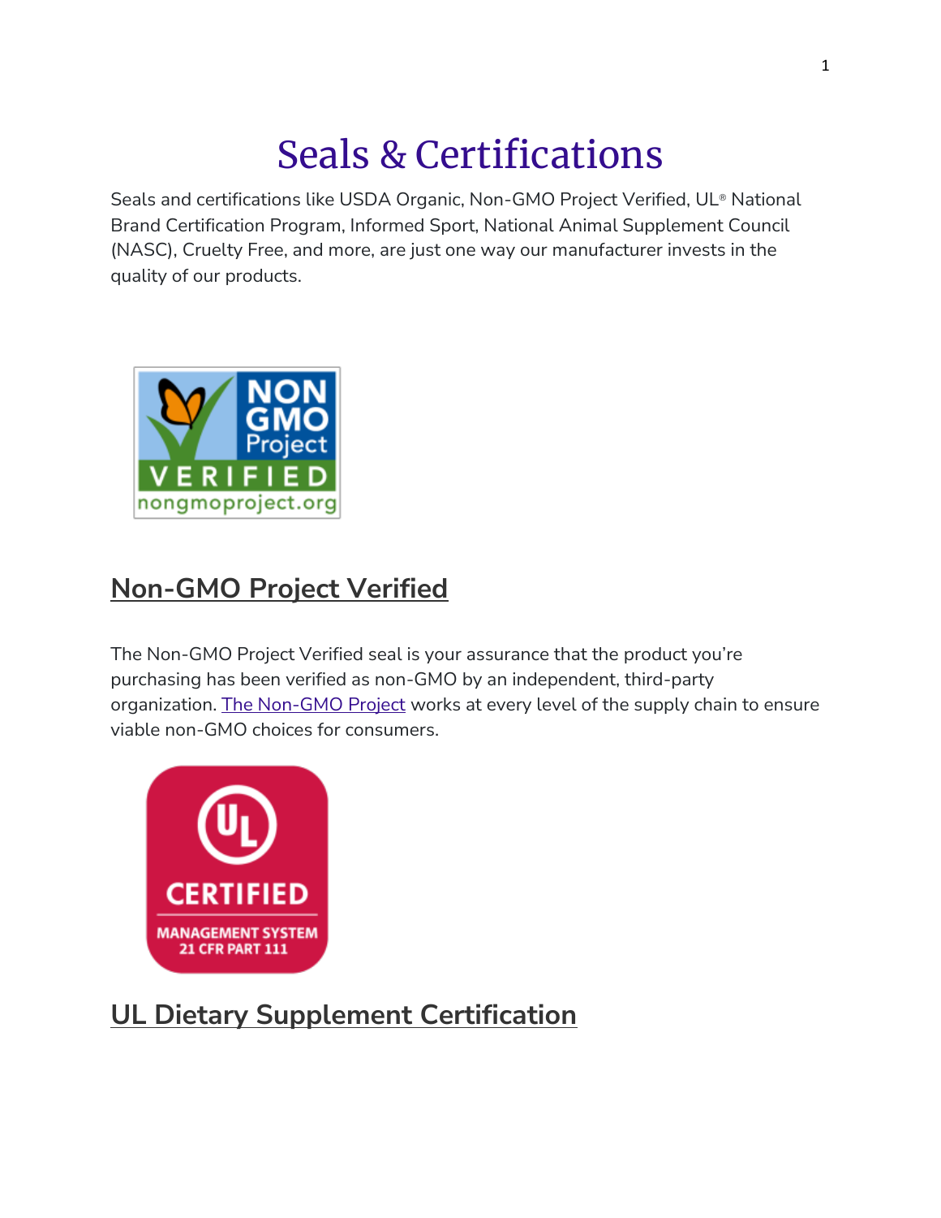# Seals & Certifications

Seals and certifications like USDA Organic, Non-GMO Project Verified, UL® National Brand Certification Program, Informed Sport, National Animal Supplement Council (NASC), Cruelty Free, and more, are just one way our manufacturer invests in the quality of our products.

## Non-GMO Project Verified

The Non-GMO Project Verified seal is your assurance that the product you're purchasing has been verified as non-GMO by an independent, third-party organization. The Non-GMO Project works at every level of the supply chain to ensure viable non-GMO choices for consumers.

## UL Dietary Supplement Certification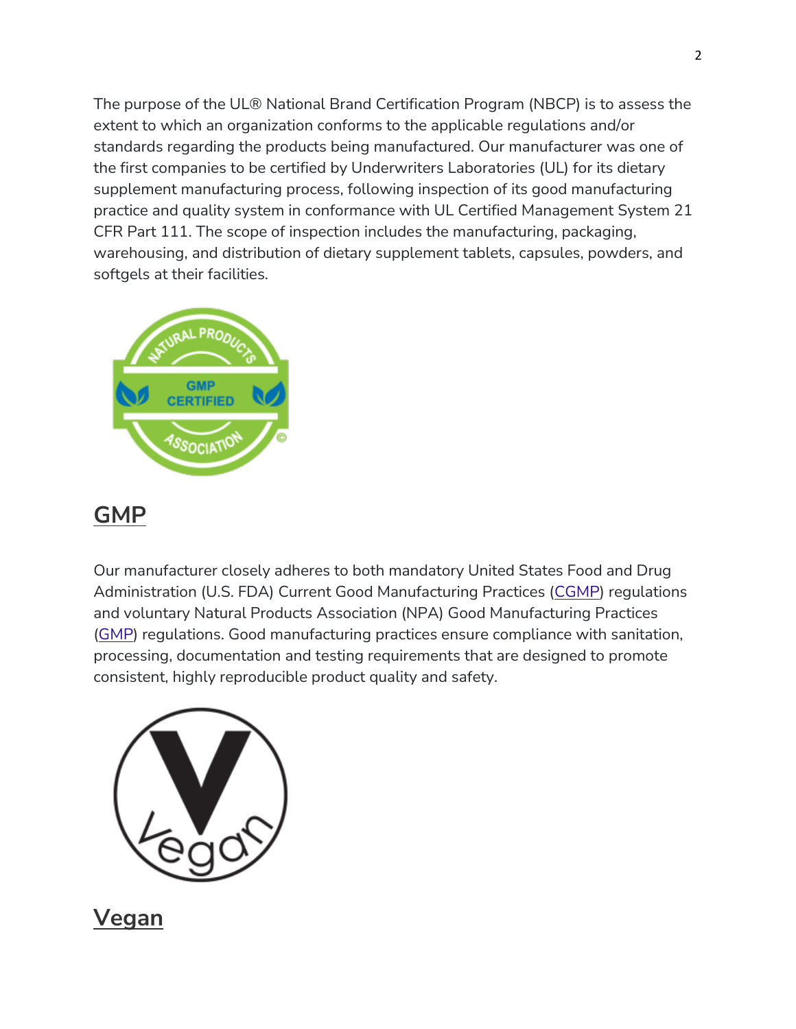The purpose of the UL® National Brand Certification Program (NBCP) is to assess the extent to which an organization conforms to the applicable regulations and/or standards regarding the products being manufactured. Our manufacturer was one of the first companies to be certified by Underwriters Laboratories (UL) for its dietary supplement manufacturing process, following inspection of its good manufacturing practice and quality system in conformance with UL Certified Management System 21 CFR Part 111. The scope of inspection includes the manufacturing, packaging, warehousing, and distribution of dietary supplement tablets, capsules, powders, and softgels at their facilities.

## GMP

Our manufacturer closely adheres to both mandatory United States Food and Drug Administration (U.S. FDA) Current Good Manufacturing Practices (CGMP) regulations and voluntary Natural Products Association (NPA) Good Manufacturing Practices (GMP) regulations. Good manufacturing practices ensure compliance with sanitation, processing, documentation and testing requirements that are designed to promote consistent, highly reproducible product quality and safety.

## Vegan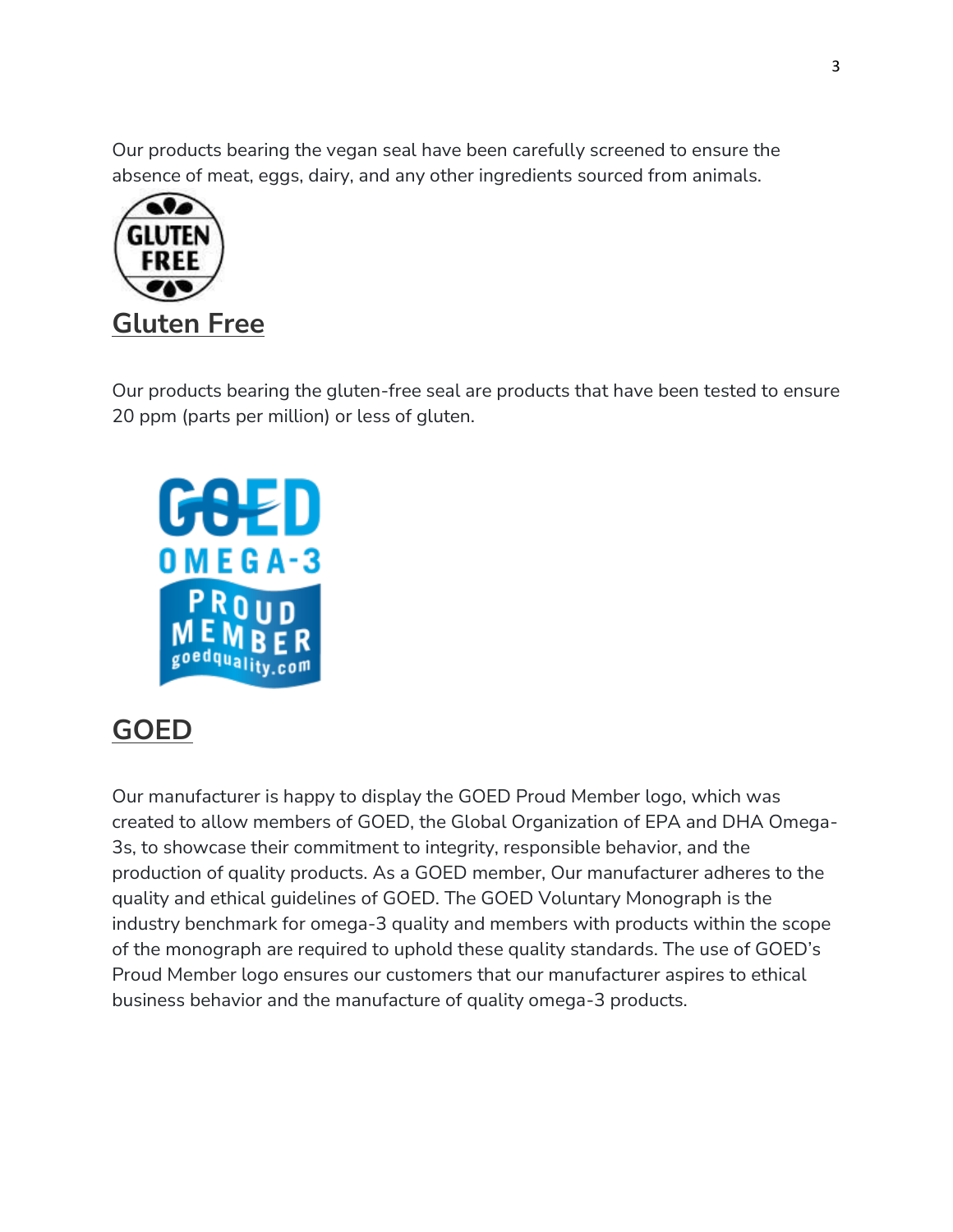Our products bearing the vegan seal have been carefully screened to ensure the absence of meat, eggs, dairy, and any other ingredients sourced from animals.

## Gluten Free

Our products bearing the gluten-free seal are products that have been tested to ensure 20 ppm (parts per million) or less of gluten.

## GOED

Our manufacturer is happy to display the GOED Proud Member logo, which was created to allow members of GOED, the Global Organization of EPA and DHA Omega-3s, to showcase their commitment to integrity, responsible behavior, and the production of quality products. As a GOED member, Our manufacturer adheres to the quality and ethical guidelines of GOED. The GOED Voluntary Monograph is the industry benchmark for omega-3 quality and members with products within the scope of the monograph are required to uphold these quality standards. The use of GOED's Proud Member logo ensures our customers that our manufacturer aspires to ethical business behavior and the manufacture of quality omega-3 products.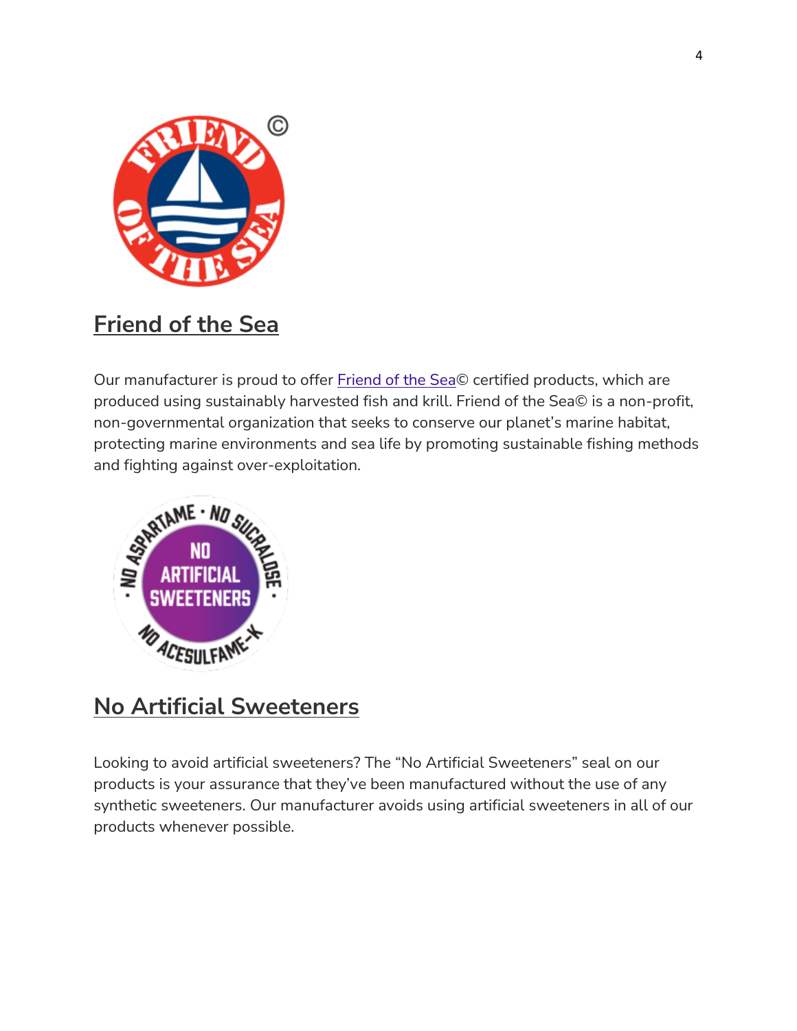## Friend of the Sea

Our manufacturer is proud to offer Friend of the Sea© certified products, which are produced using sustainably harvested fish and krill. Friend of the Sea© is a non-profit, non-governmental organization that seeks to conserve our planet's marine habitat, protecting marine environments and sea life by promoting sustainable fishing methods and fighting against over-exploitation.

## No Artificial Sweeteners

Looking to avoid artificial sweeteners? The "No Artificial Sweeteners" seal on our products is your assurance that they've been manufactured without the use of any synthetic sweeteners. Our manufacturer avoids using artificial sweeteners in all of our products whenever possible.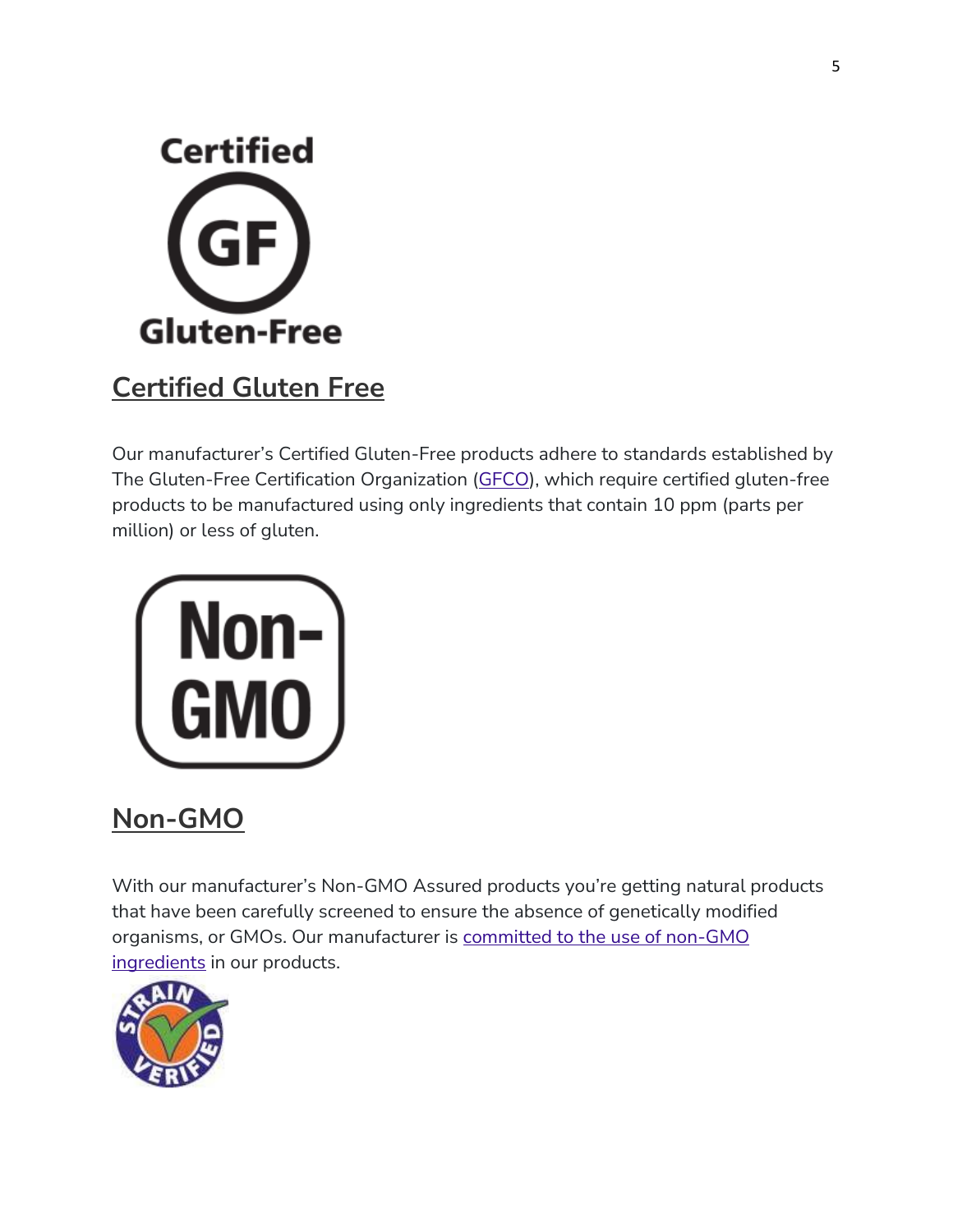## Certified Gluten Free

Our manufacturer's Certified Gluten-Free products adhere to standards established by The Gluten-Free Certification Organization (GFCO), which require certified gluten-free products to be manufactured using only ingredients that contain 10 ppm (parts per million) or less of gluten.

## Non-GMO

With our manufacturer's Non-GMO Assured products you're getting natural products that have been carefully screened to ensure the absence of genetically modified organisms, or GMOs. Our manufacturer is committed to the use of non-GMO ingredients in our products.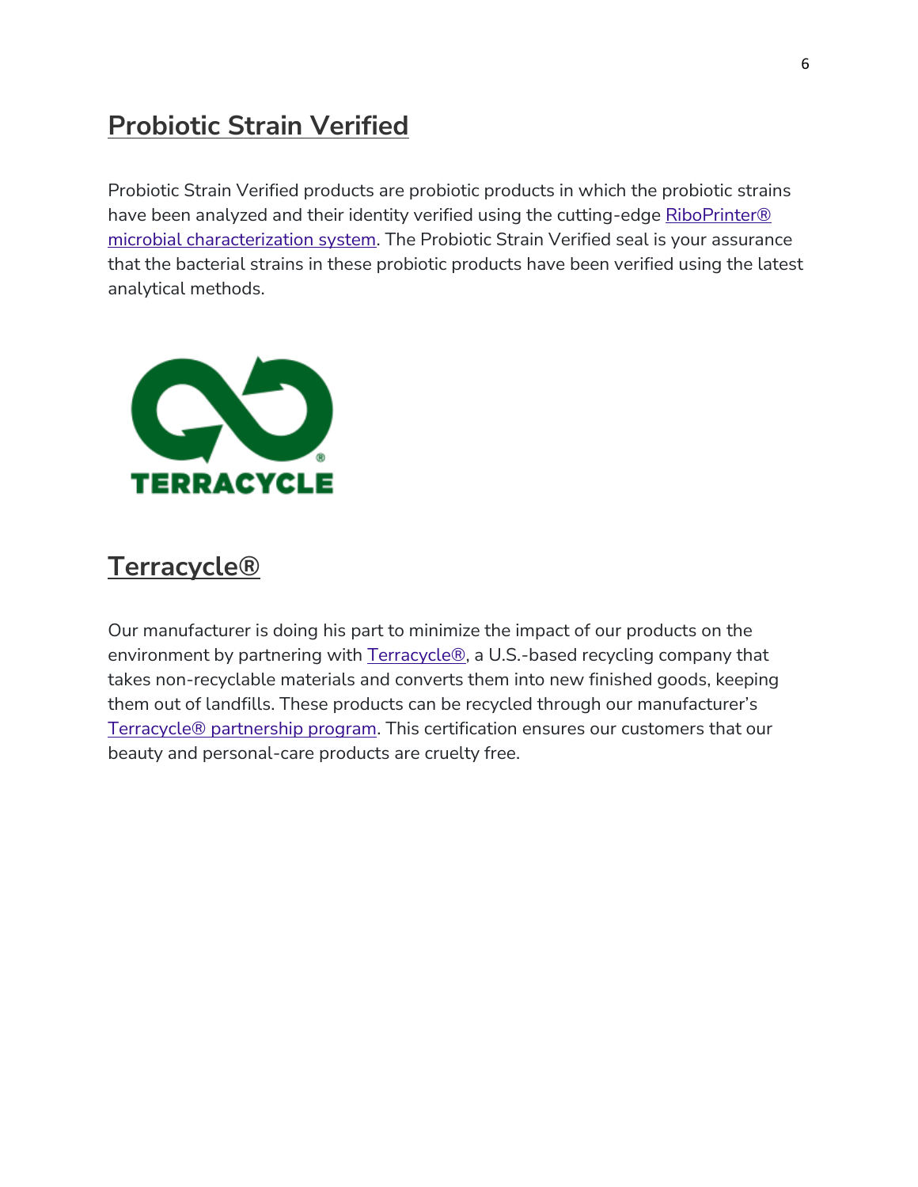## Probiotic Strain Verified

Probiotic Strain Verified products are probiotic products in which the probiotic strains have been analyzed and their identity verified using the cutting-edge RiboPrinter® microbial characterization system. The Probiotic Strain Verified seal is your assurance that the bacterial strains in these probiotic products have been verified using the latest analytical methods.

TERRACYCLE®

## Terracycle®

Our manufacturer is doing his part to minimize the impact of our products on the environment by partnering with Terracycle®, a U.S.-based recycling company that takes non-recyclable materials and converts them into new finished goods, keeping them out of landfills. These products can be recycled through our manufacturer's Terracycle® partnership program. This certification ensures our customers that our beauty and personal-care products are cruelty free.